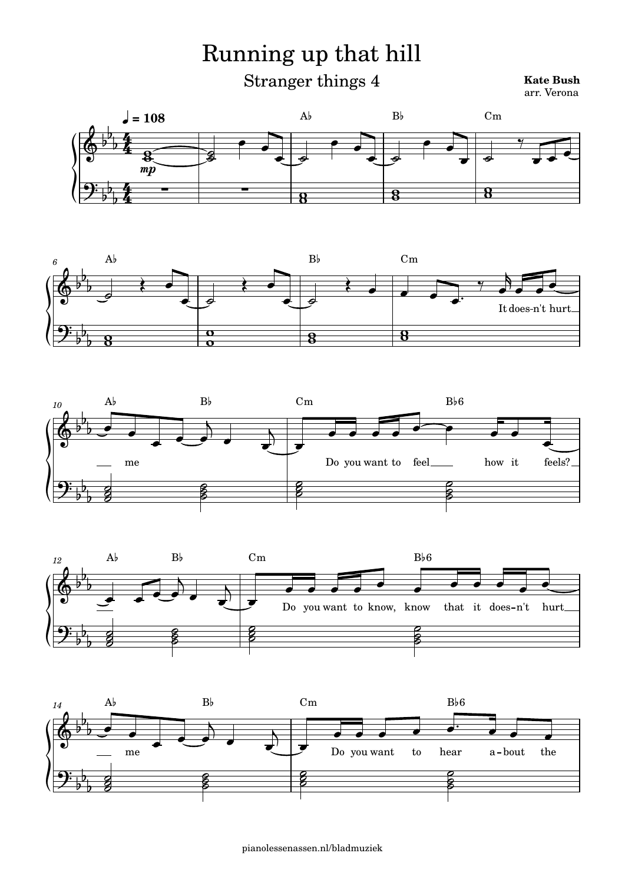# Running up that hill

## Stranger things 4

**Kate Bush**
arr. Verona

♩ = 108

*mp*

A♭ B♭ Cm

A♭ B♭ Cm

It does-n't hurt me

A♭ B♭ Cm B♭6

Do you want to feel how it feels?

A♭ B♭ Cm B♭6

Do you want to know, know that it does-n't hurt me

A♭ B♭ Cm B♭6

Do you want to hear a-bout the

pianolessenassen.nl/bladmuziek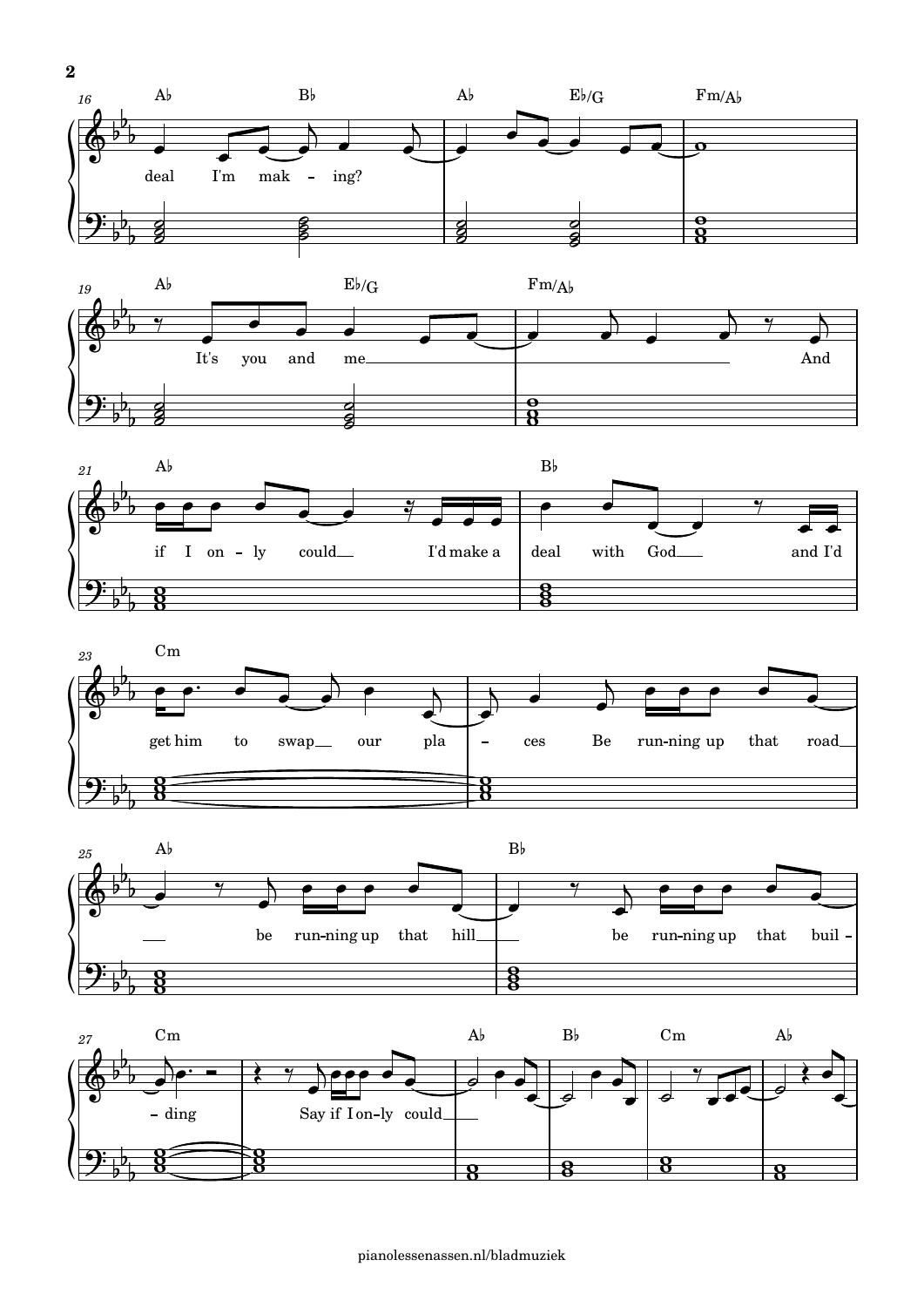16 A♭ B♭ A♭ E♭/G Fm/A♭

deal I'm mak - ing?

19 A♭ E♭/G Fm/A♭

It's you and me ___ And

21 A♭ B♭

if I on - ly could ___ I'd make a deal with God ___ and I'd

23 Cm

get him to swap ___ our pla - ces Be run-ning up that road ___

25 A♭ B♭

___ be run-ning up that hill ___ be run-ning up that buil -

27 Cm A♭ B♭ Cm A♭

- ding Say if I on-ly could ___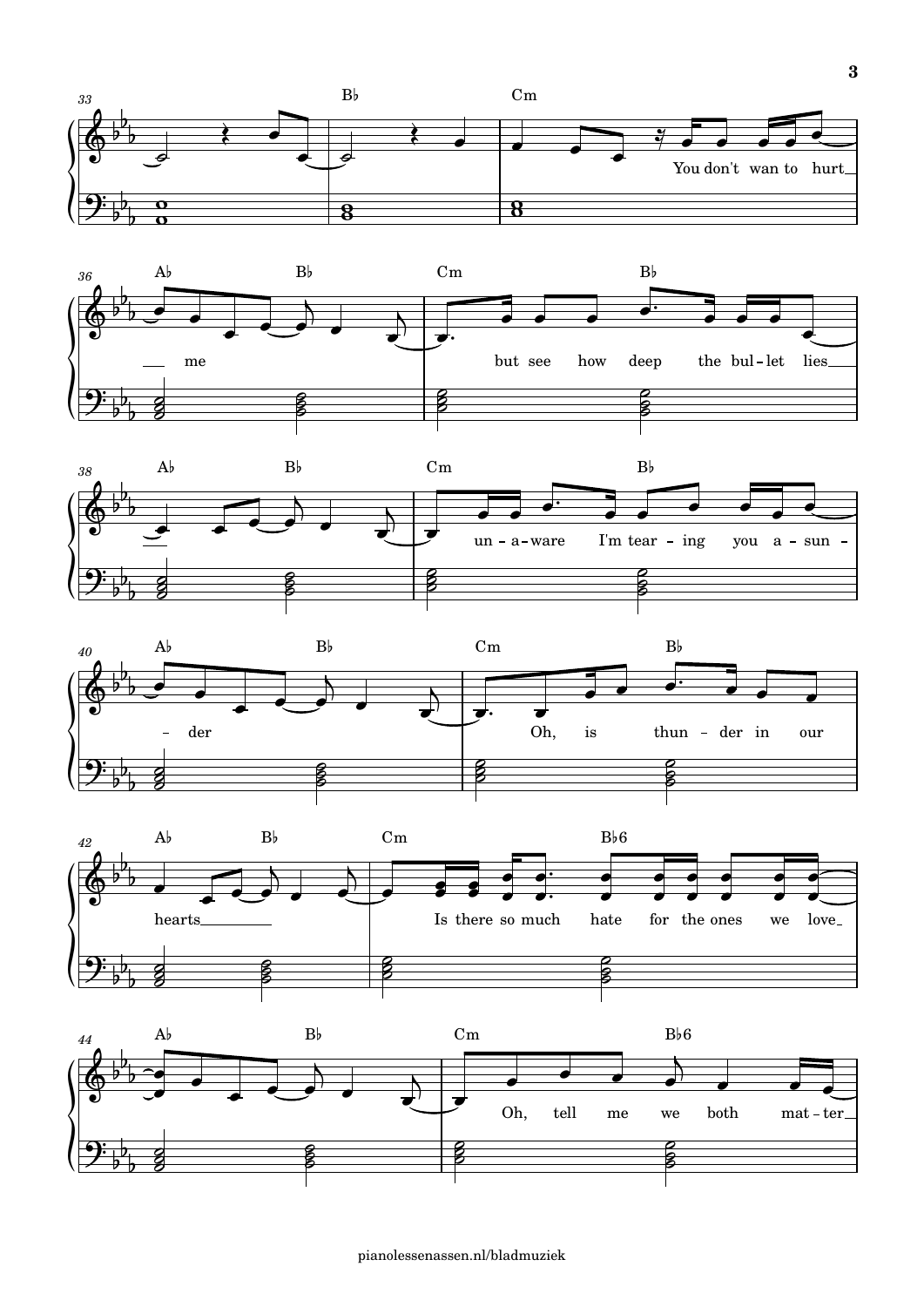You don't wan to hurt me

but see how deep the bul-let lies

un-a-ware I'm tear-ing you a-sun-der

Oh, is thun-der in our hearts

Is there so much hate for the ones we love

Oh, tell me we both mat-ter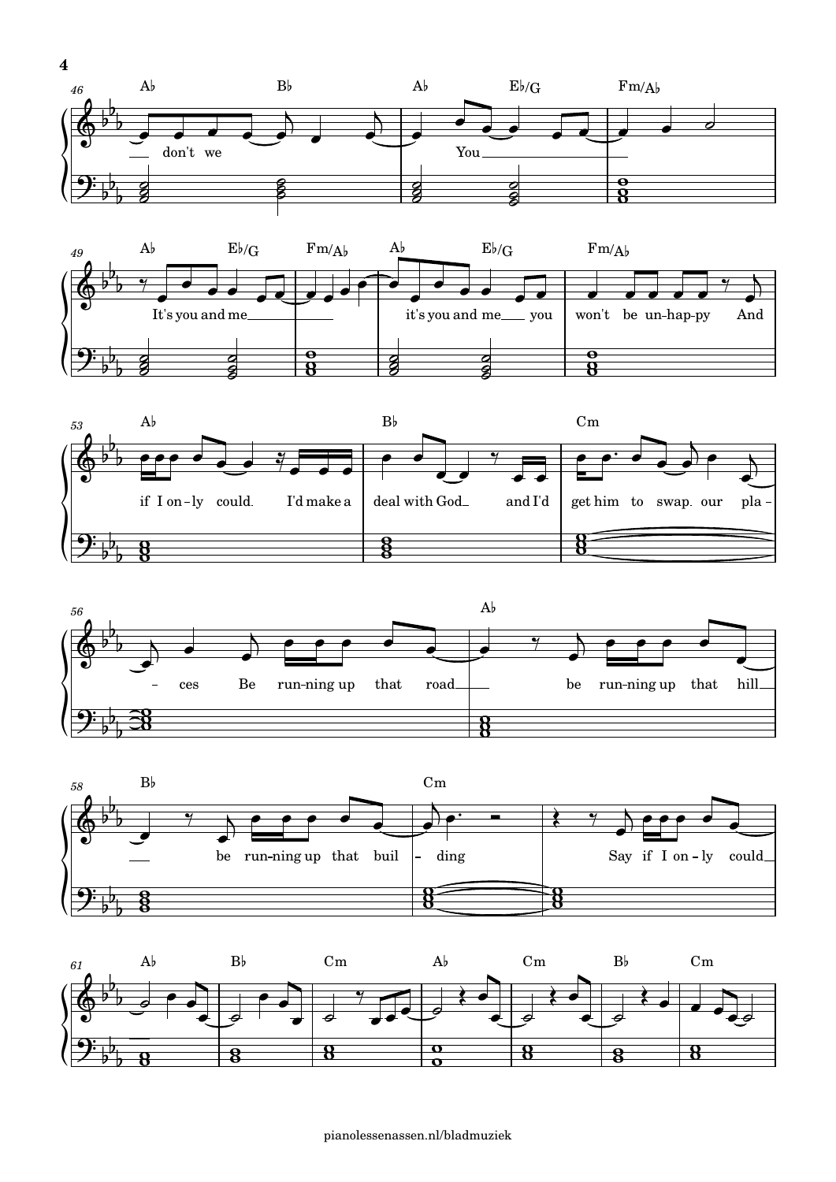46 Ab Bb | Ab Eb/G | Fm/Ab

don't we You

49 Ab Eb/G | Fm/Ab | Ab Eb/G | Fm/Ab

It's you and me it's you and me you won't be un-hap-py And

53 Ab | Bb | Cm

if I on-ly could. I'd make a deal with God and I'd get him to swap. our pla-

56 | Ab

ces Be run-ning up that road be run-ning up that hill

58 Bb | Cm |

be run-ning up that buil - ding Say if I on-ly could

61 Ab | Bb | Cm | Ab | Cm | Bb | Cm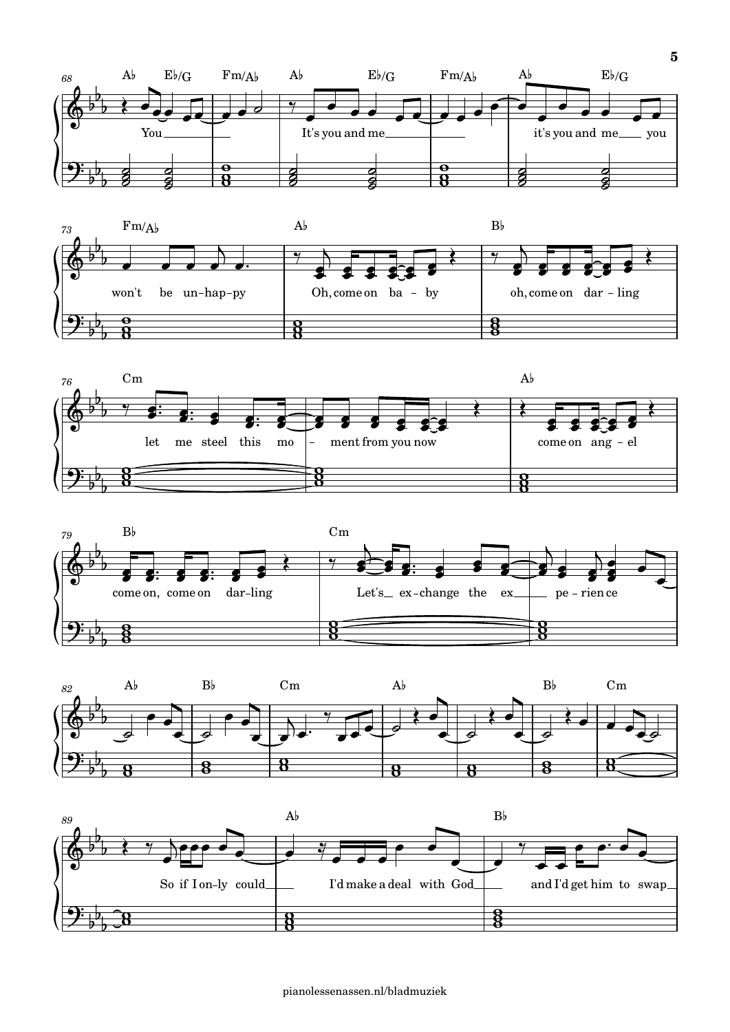**68**

Ab | Eb/G | Fm/Ab | Ab | Eb/G | Fm/Ab | Ab | Eb/G

You___ It's you and me___ it's you and me___ you

**73**

Fm/Ab | Ab | Bb

won't be un-hap-py Oh, come on ba - by oh, come on dar - ling

**76**

Cm | Ab

let me steel this mo - ment from you now come on ang - el

**79**

Bb | Cm

come on, come on dar-ling Let's___ ex-change the ex___ pe - rien ce

**82**

Ab | Bb | Cm | Ab | Bb | Cm

**89**

Ab | Bb

So if I on-ly could___ I'd make a deal with God___ and I'd get him to swap___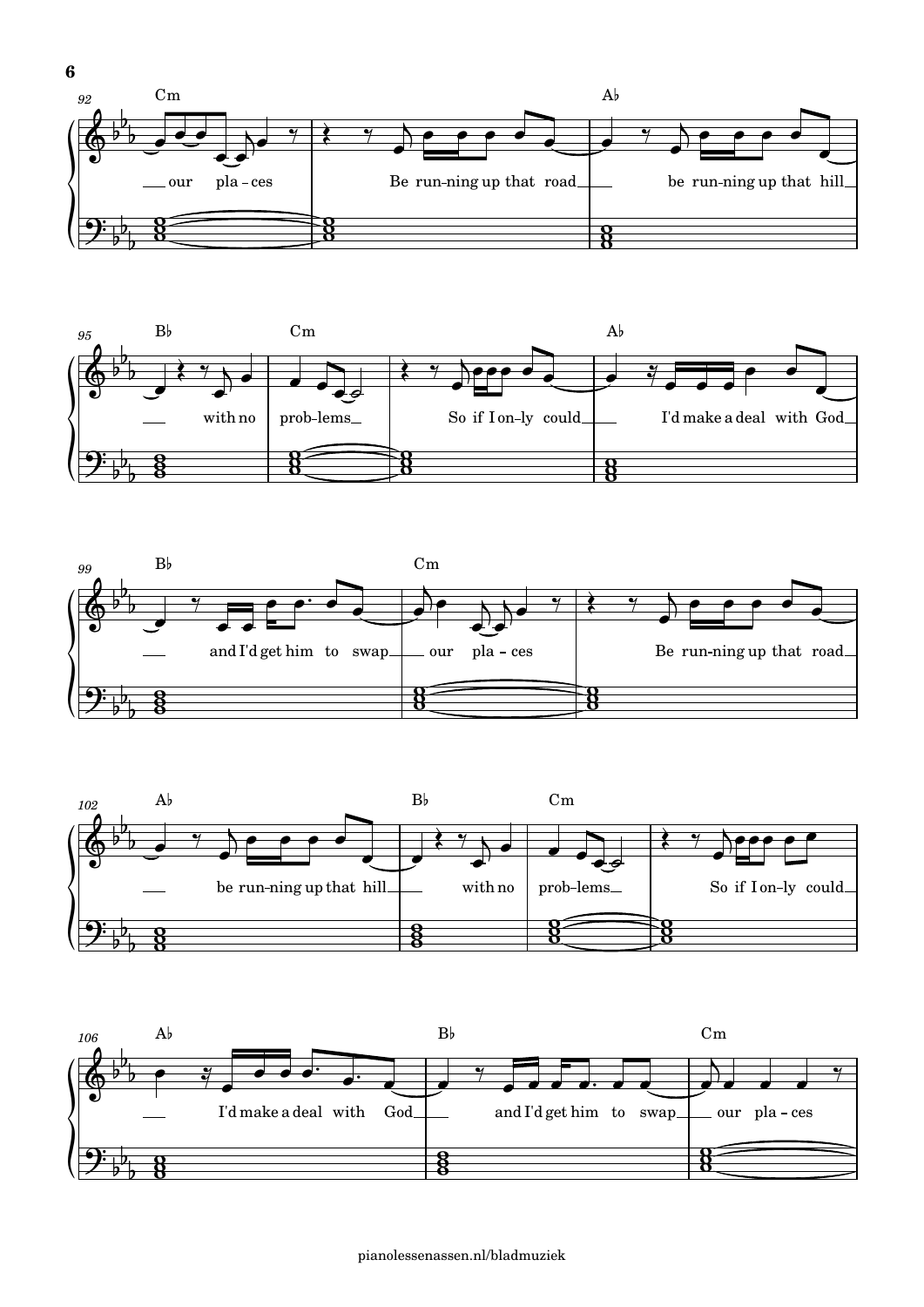**92**

Cm — Ab

our pla – ces / Be run–ning up that road / be run–ning up that hill

**95**

Bb — Cm — Ab

with no / prob–lems / So if I on–ly could / I'd make a deal with God

**99**

Bb — Cm

and I'd get him to swap / our pla – ces / Be run–ning up that road

**102**

Ab — Bb — Cm

be run–ning up that hill / with no / prob–lems / So if I on–ly could

**106**

Ab — Bb — Cm

I'd make a deal with God / and I'd get him to swap / our pla – ces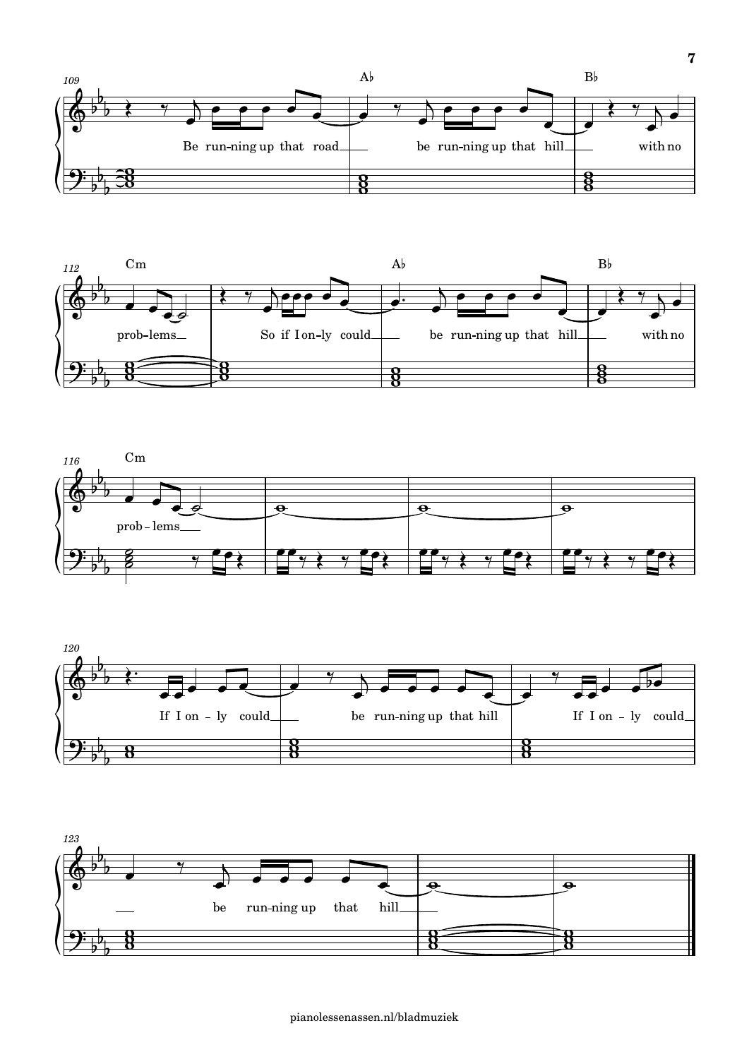109

Ab

Bb

Be run-ning up that road be run-ning up that hill with no

112

Cm

Ab

Bb

prob-lems So if I on-ly could be run-ning up that hill with no

116

Cm

prob-lems

120

If I on-ly could be run-ning up that hill If I on-ly could

123

be run-ning up that hill